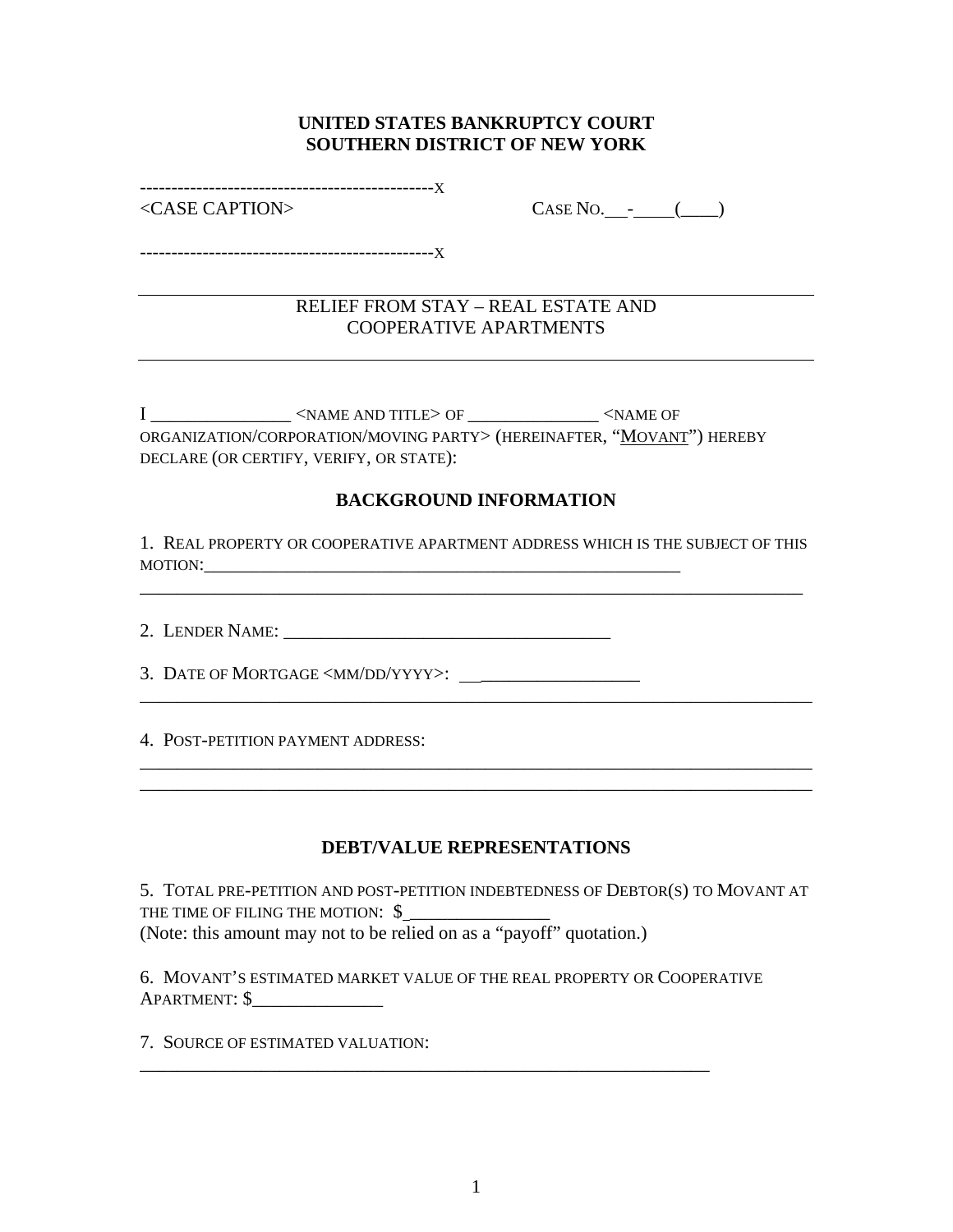**UNITED STATES BANKRUPTCY COURT**
**SOUTHERN DISTRICT OF NEW YORK**

-----------------------------------------------x
<CASE CAPTION> CASE NO.__-____(____)

-----------------------------------------------x

---

RELIEF FROM STAY – REAL ESTATE AND COOPERATIVE APARTMENTS

---

I _______________ <NAME AND TITLE> OF ______________ <NAME OF ORGANIZATION/CORPORATION/MOVING PARTY> (HEREINAFTER, "MOVANT") HEREBY DECLARE (OR CERTIFY, VERIFY, OR STATE):

## BACKGROUND INFORMATION

1. REAL PROPERTY OR COOPERATIVE APARTMENT ADDRESS WHICH IS THE SUBJECT OF THIS MOTION:_____________________________________________________
_______________________________________________________________________

2. LENDER NAME: ___________________________________

3. DATE OF MORTGAGE <MM/DD/YYYY>: __________________
_______________________________________________________________________

4. POST-PETITION PAYMENT ADDRESS:
_______________________________________________________________________
_______________________________________________________________________

## DEBT/VALUE REPRESENTATIONS

5. TOTAL PRE-PETITION AND POST-PETITION INDEBTEDNESS OF DEBTOR(S) TO MOVANT AT THE TIME OF FILING THE MOTION: $_______________
(Note: this amount may not to be relied on as a "payoff" quotation.)

6. MOVANT'S ESTIMATED MARKET VALUE OF THE REAL PROPERTY OR COOPERATIVE APARTMENT: $______________

7. SOURCE OF ESTIMATED VALUATION:
_______________________________________________________________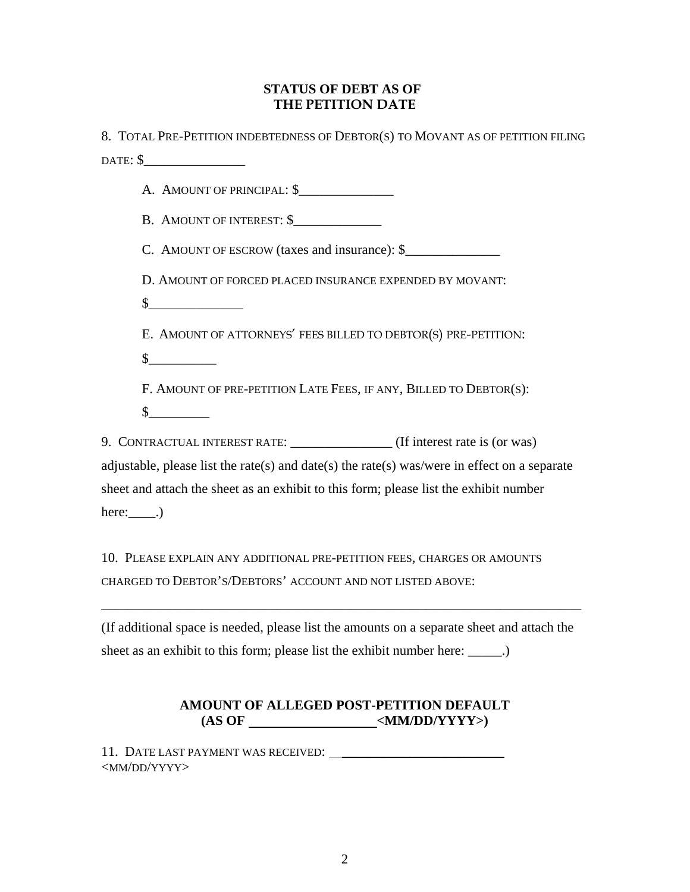## STATUS OF DEBT AS OF THE PETITION DATE

8. TOTAL PRE-PETITION INDEBTEDNESS OF DEBTOR(S) TO MOVANT AS OF PETITION FILING DATE: $_______________

A. AMOUNT OF PRINCIPAL: $______________

B. AMOUNT OF INTEREST: $_____________

C. AMOUNT OF ESCROW (taxes and insurance): $______________

D. AMOUNT OF FORCED PLACED INSURANCE EXPENDED BY MOVANT: $______________

E. AMOUNT OF ATTORNEYS' FEES BILLED TO DEBTOR(S) PRE-PETITION: $__________

F. AMOUNT OF PRE-PETITION LATE FEES, IF ANY, BILLED TO DEBTOR(S): $_________

9. CONTRACTUAL INTEREST RATE: _______________ (If interest rate is (or was) adjustable, please list the rate(s) and date(s) the rate(s) was/were in effect on a separate sheet and attach the sheet as an exhibit to this form; please list the exhibit number here:____.)

10. PLEASE EXPLAIN ANY ADDITIONAL PRE-PETITION FEES, CHARGES OR AMOUNTS CHARGED TO DEBTOR'S/DEBTORS' ACCOUNT AND NOT LISTED ABOVE:

_________________________________________________________________________

(If additional space is needed, please list the amounts on a separate sheet and attach the sheet as an exhibit to this form; please list the exhibit number here: _____.)

## AMOUNT OF ALLEGED POST-PETITION DEFAULT (AS OF ____________________ <MM/DD/YYYY>)

11. DATE LAST PAYMENT WAS RECEIVED: __________________________ <MM/DD/YYYY>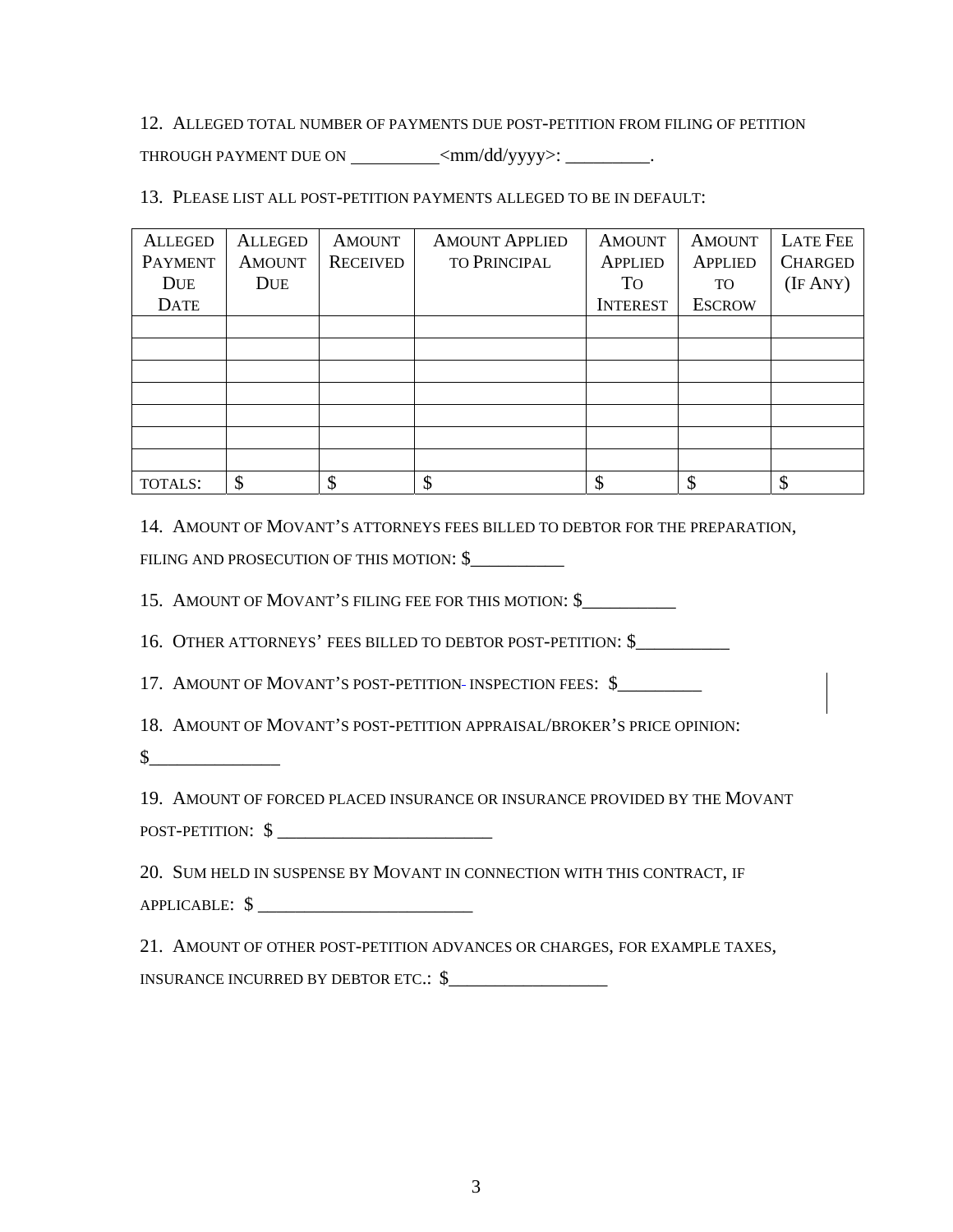12. Alleged total number of payments due post-petition from filing of petition through payment due on __________<mm/dd/yyyy>: _________.

13. Please list all post-petition payments alleged to be in default:

| Alleged Payment Due Date | Alleged Amount Due | Amount Received | Amount Applied to Principal | Amount Applied To Interest | Amount Applied to Escrow | Late Fee Charged (If Any) |
|---|---|---|---|---|---|---|
| | | | | | | |
| | | | | | | |
| | | | | | | |
| | | | | | | |
| | | | | | | |
| | | | | | | |
| | | | | | | |
| Totals: | $ | $ | $ | $ | $ | $ |

14. Amount of Movant's attorneys fees billed to debtor for the preparation, filing and prosecution of this motion: $__________

15. Amount of Movant's filing fee for this motion: $__________

16. Other attorneys' fees billed to debtor post-petition: $__________

17. Amount of Movant's post-petition inspection fees: $_________

18. Amount of Movant's post-petition appraisal/broker's price opinion: $______________

19. Amount of forced placed insurance or insurance provided by the Movant post-petition: $ ________________________

20. Sum held in suspense by Movant in connection with this contract, if applicable: $ ________________________

21. Amount of other post-petition advances or charges, for example taxes, insurance incurred by debtor etc.: $__________________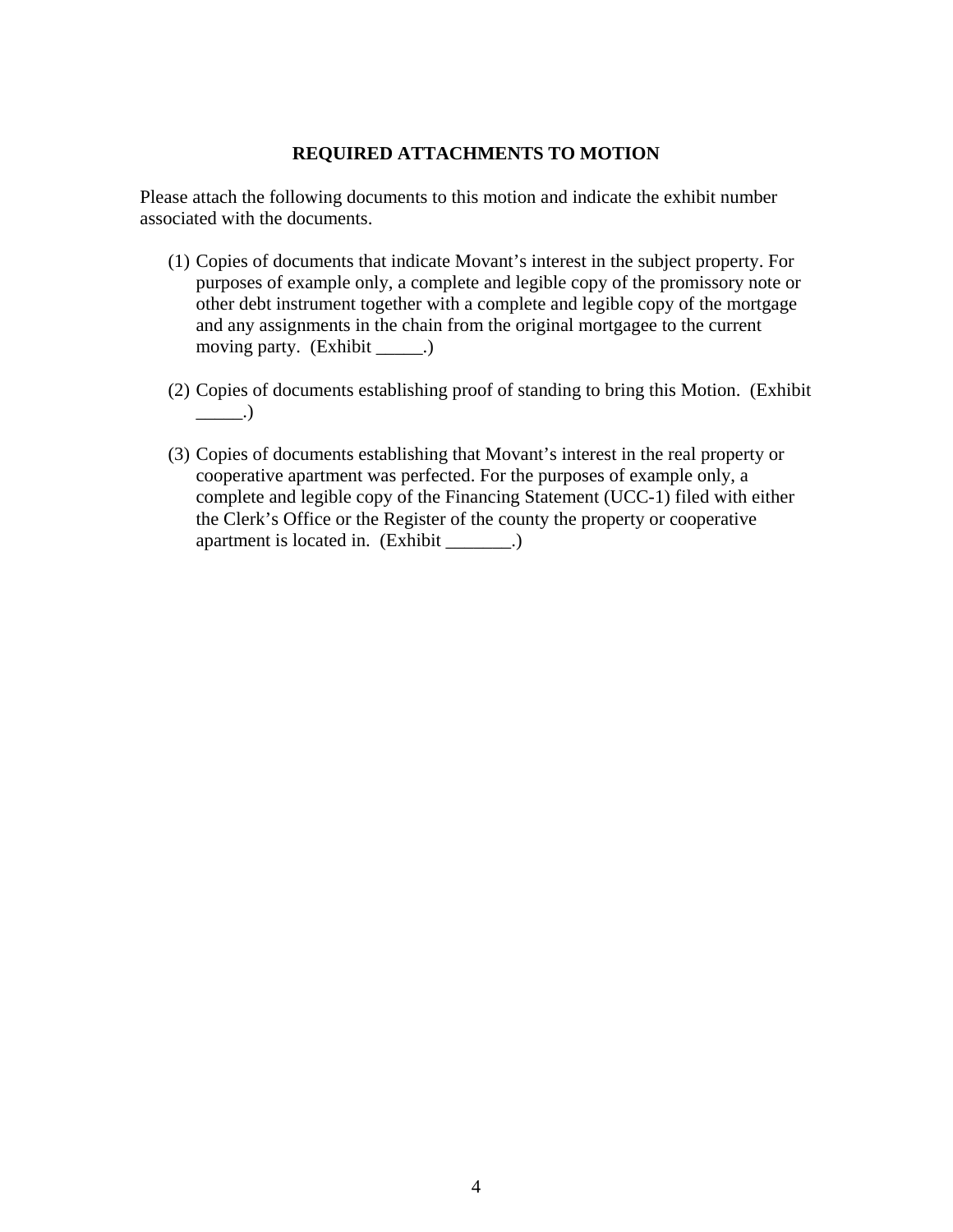**REQUIRED ATTACHMENTS TO MOTION**

Please attach the following documents to this motion and indicate the exhibit number associated with the documents.

(1) Copies of documents that indicate Movant's interest in the subject property. For purposes of example only, a complete and legible copy of the promissory note or other debt instrument together with a complete and legible copy of the mortgage and any assignments in the chain from the original mortgagee to the current moving party. (Exhibit _____.)

(2) Copies of documents establishing proof of standing to bring this Motion. (Exhibit _____.)

(3) Copies of documents establishing that Movant's interest in the real property or cooperative apartment was perfected. For the purposes of example only, a complete and legible copy of the Financing Statement (UCC-1) filed with either the Clerk's Office or the Register of the county the property or cooperative apartment is located in. (Exhibit _______.)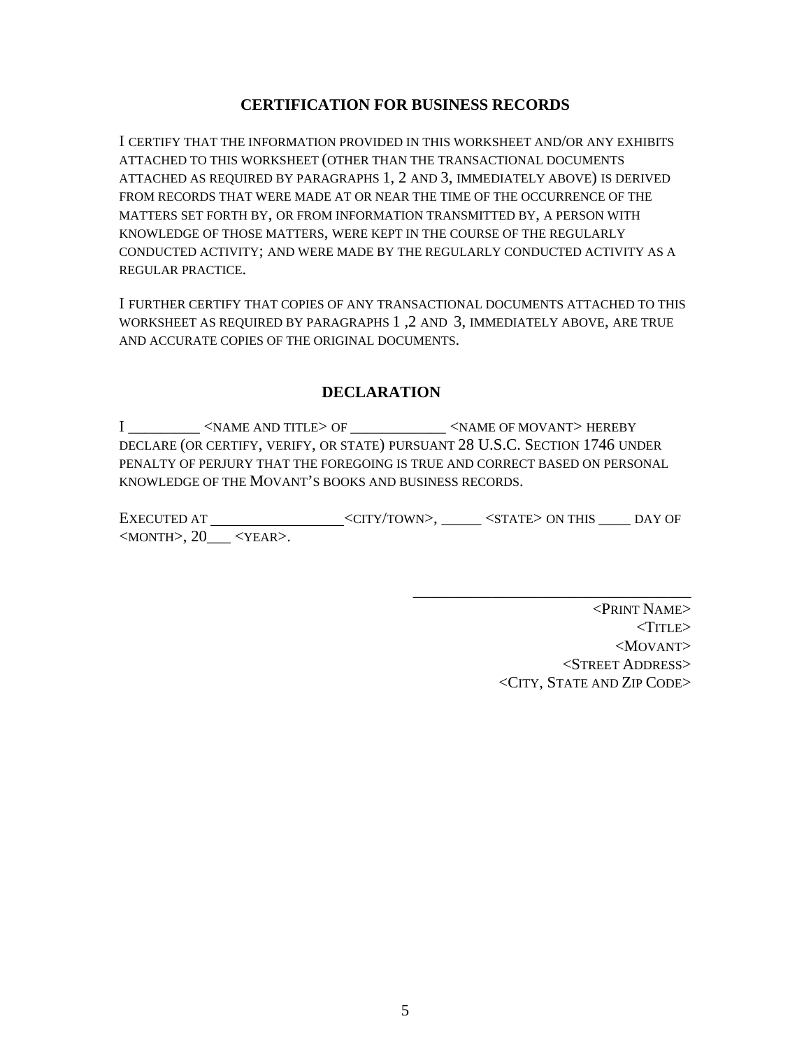## CERTIFICATION FOR BUSINESS RECORDS

I CERTIFY THAT THE INFORMATION PROVIDED IN THIS WORKSHEET AND/OR ANY EXHIBITS ATTACHED TO THIS WORKSHEET (OTHER THAN THE TRANSACTIONAL DOCUMENTS ATTACHED AS REQUIRED BY PARAGRAPHS 1, 2 AND 3, IMMEDIATELY ABOVE) IS DERIVED FROM RECORDS THAT WERE MADE AT OR NEAR THE TIME OF THE OCCURRENCE OF THE MATTERS SET FORTH BY, OR FROM INFORMATION TRANSMITTED BY, A PERSON WITH KNOWLEDGE OF THOSE MATTERS, WERE KEPT IN THE COURSE OF THE REGULARLY CONDUCTED ACTIVITY; AND WERE MADE BY THE REGULARLY CONDUCTED ACTIVITY AS A REGULAR PRACTICE.

I FURTHER CERTIFY THAT COPIES OF ANY TRANSACTIONAL DOCUMENTS ATTACHED TO THIS WORKSHEET AS REQUIRED BY PARAGRAPHS 1 ,2 AND 3, IMMEDIATELY ABOVE, ARE TRUE AND ACCURATE COPIES OF THE ORIGINAL DOCUMENTS.

## DECLARATION

I _________ <NAME AND TITLE> OF _____________ <NAME OF MOVANT> HEREBY DECLARE (OR CERTIFY, VERIFY, OR STATE) PURSUANT 28 U.S.C. SECTION 1746 UNDER PENALTY OF PERJURY THAT THE FOREGOING IS TRUE AND CORRECT BASED ON PERSONAL KNOWLEDGE OF THE MOVANT'S BOOKS AND BUSINESS RECORDS.

EXECUTED AT _________________<CITY/TOWN>, _____ <STATE> ON THIS ____ DAY OF <MONTH>, 20___ <YEAR>.

___________________________________

<PRINT NAME>
<TITLE>
<MOVANT>
<STREET ADDRESS>
<CITY, STATE AND ZIP CODE>